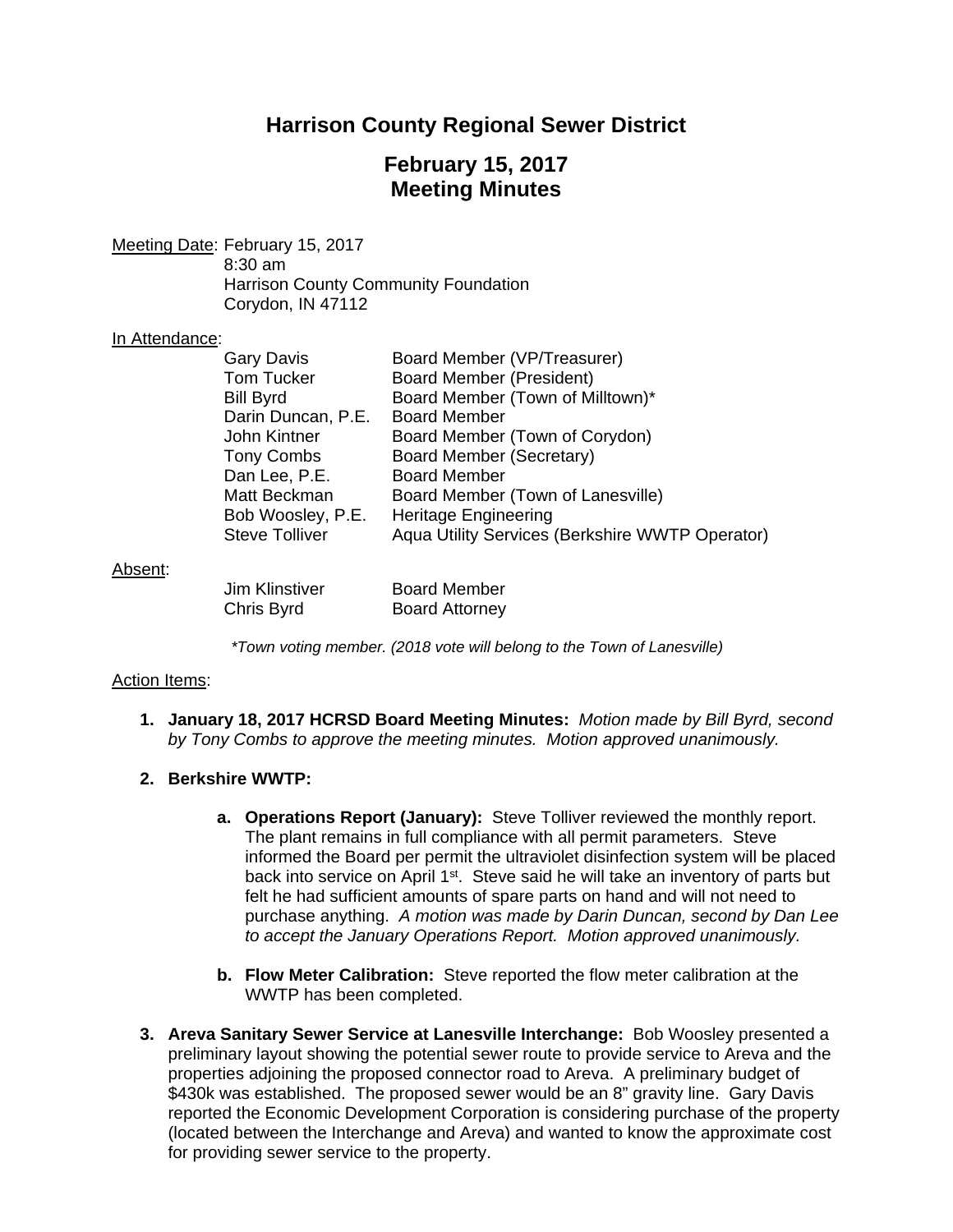# Harrison County Regional Sewer District

## February 15, 2017
## Meeting Minutes

Meeting Date: February 15, 2017
8:30 am
Harrison County Community Foundation
Corydon, IN 47112

In Attendance:

| | |
|---|---|
| Gary Davis | Board Member (VP/Treasurer) |
| Tom Tucker | Board Member (President) |
| Bill Byrd | Board Member (Town of Milltown)* |
| Darin Duncan, P.E. | Board Member |
| John Kintner | Board Member (Town of Corydon) |
| Tony Combs | Board Member (Secretary) |
| Dan Lee, P.E. | Board Member |
| Matt Beckman | Board Member (Town of Lanesville) |
| Bob Woosley, P.E. | Heritage Engineering |
| Steve Tolliver | Aqua Utility Services (Berkshire WWTP Operator) |

Absent:

| | |
|---|---|
| Jim Klinstiver | Board Member |
| Chris Byrd | Board Attorney |

*\*Town voting member. (2018 vote will belong to the Town of Lanesville)*

Action Items:

1. **January 18, 2017 HCRSD Board Meeting Minutes:** *Motion made by Bill Byrd, second by Tony Combs to approve the meeting minutes. Motion approved unanimously.*

2. **Berkshire WWTP:**

   a. **Operations Report (January):** Steve Tolliver reviewed the monthly report. The plant remains in full compliance with all permit parameters. Steve informed the Board per permit the ultraviolet disinfection system will be placed back into service on April 1st. Steve said he will take an inventory of parts but felt he had sufficient amounts of spare parts on hand and will not need to purchase anything. *A motion was made by Darin Duncan, second by Dan Lee to accept the January Operations Report. Motion approved unanimously.*

   b. **Flow Meter Calibration:** Steve reported the flow meter calibration at the WWTP has been completed.

3. **Areva Sanitary Sewer Service at Lanesville Interchange:** Bob Woosley presented a preliminary layout showing the potential sewer route to provide service to Areva and the properties adjoining the proposed connector road to Areva. A preliminary budget of $430k was established. The proposed sewer would be an 8" gravity line. Gary Davis reported the Economic Development Corporation is considering purchase of the property (located between the Interchange and Areva) and wanted to know the approximate cost for providing sewer service to the property.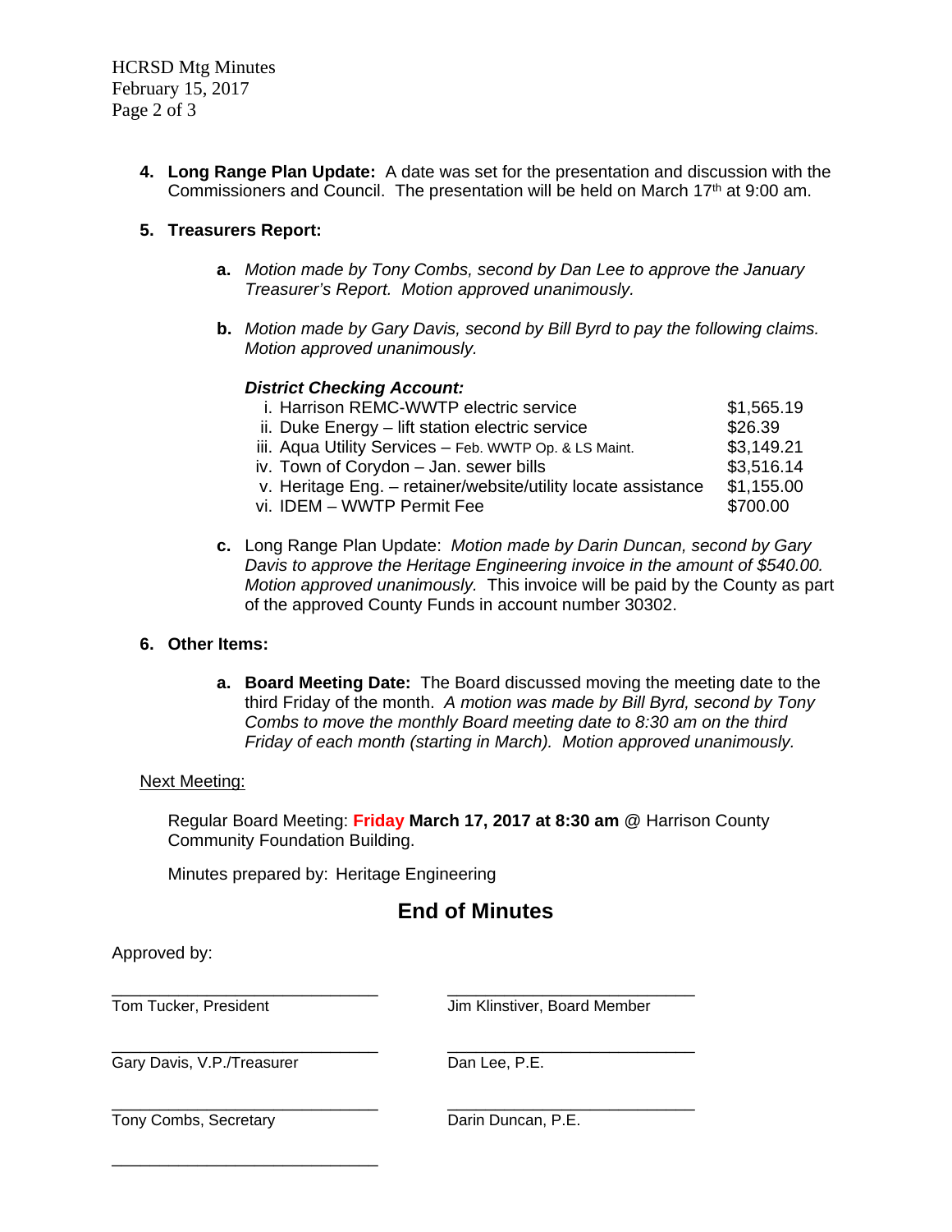4. **Long Range Plan Update:** A date was set for the presentation and discussion with the Commissioners and Council. The presentation will be held on March 17th at 9:00 am.

5. **Treasurers Report:**

   a. *Motion made by Tony Combs, second by Dan Lee to approve the January Treasurer's Report. Motion approved unanimously.*

   b. *Motion made by Gary Davis, second by Bill Byrd to pay the following claims. Motion approved unanimously.*

      ***District Checking Account:***

      | | |
      |---|---|
      | i. Harrison REMC-WWTP electric service | $1,565.19 |
      | ii. Duke Energy – lift station electric service | $26.39 |
      | iii. Aqua Utility Services – Feb. WWTP Op. & LS Maint. | $3,149.21 |
      | iv. Town of Corydon – Jan. sewer bills | $3,516.14 |
      | v. Heritage Eng. – retainer/website/utility locate assistance | $1,155.00 |
      | vi. IDEM – WWTP Permit Fee | $700.00 |

   c. Long Range Plan Update: *Motion made by Darin Duncan, second by Gary Davis to approve the Heritage Engineering invoice in the amount of $540.00. Motion approved unanimously.* This invoice will be paid by the County as part of the approved County Funds in account number 30302.

6. **Other Items:**

   a. **Board Meeting Date:** The Board discussed moving the meeting date to the third Friday of the month. *A motion was made by Bill Byrd, second by Tony Combs to move the monthly Board meeting date to 8:30 am on the third Friday of each month (starting in March). Motion approved unanimously.*

Next Meeting:

Regular Board Meeting: **Friday March 17, 2017 at 8:30 am** @ Harrison County Community Foundation Building.

Minutes prepared by: Heritage Engineering

## End of Minutes

Approved by:

| | |
|---|---|
| ____________________________ | ____________________________ |
| Tom Tucker, President | Jim Klinstiver, Board Member |
| ____________________________ | ____________________________ |
| Gary Davis, V.P./Treasurer | Dan Lee, P.E. |
| ____________________________ | ____________________________ |
| Tony Combs, Secretary | Darin Duncan, P.E. |
| ____________________________ | |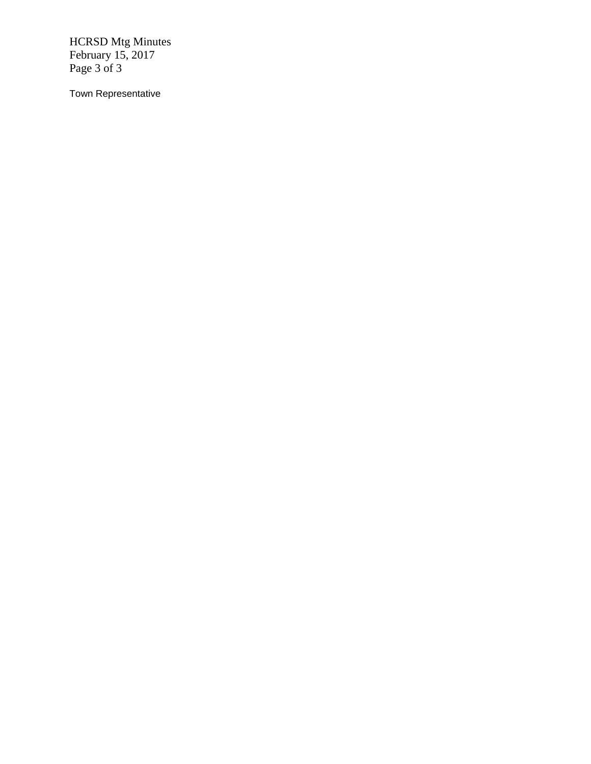Town Representative